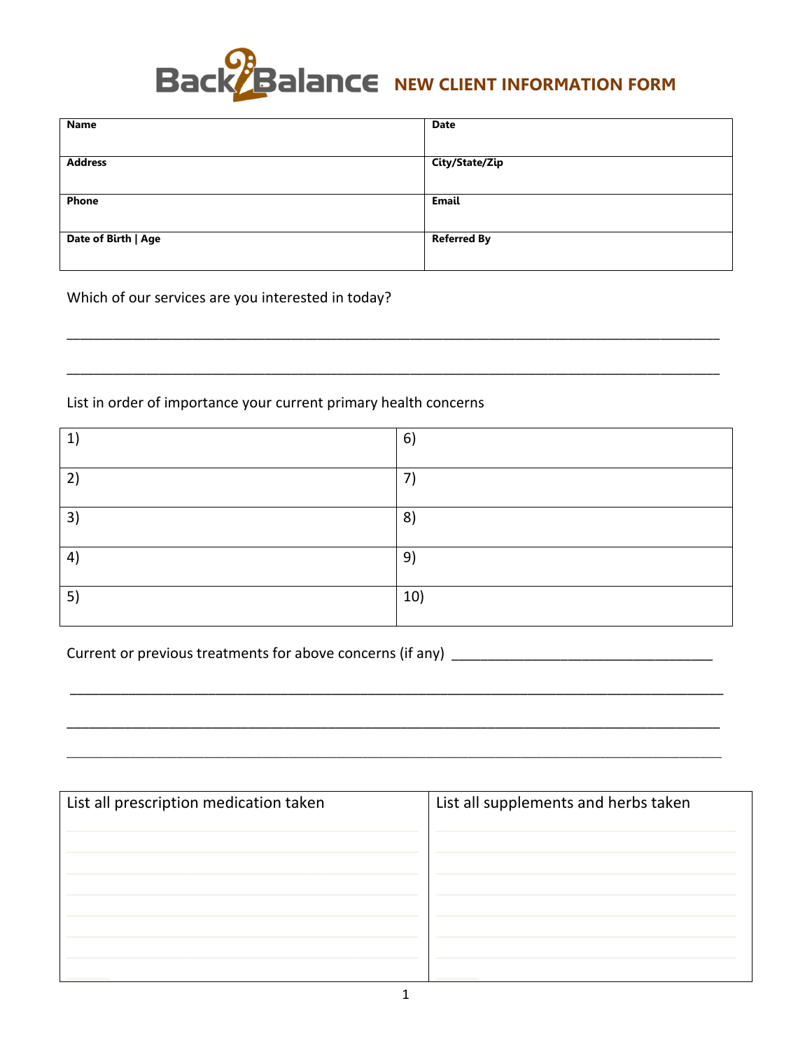# Back2Balance NEW CLIENT INFORMATION FORM

| Name | Date |
|---|---|
| **Address** | **City/State/Zip** |
| **Phone** | **Email** |
| **Date of Birth \| Age** | **Referred By** |

Which of our services are you interested in today?

______________________________________________________________________________

______________________________________________________________________________

List in order of importance your current primary health concerns

| 1) | 6) |
|---|---|
| 2) | 7) |
| 3) | 8) |
| 4) | 9) |
| 5) | 10) |

Current or previous treatments for above concerns (if any) ________________________________

______________________________________________________________________________

______________________________________________________________________________

______________________________________________________________________________

| List all prescription medication taken | List all supplements and herbs taken |
|---|---|
| | |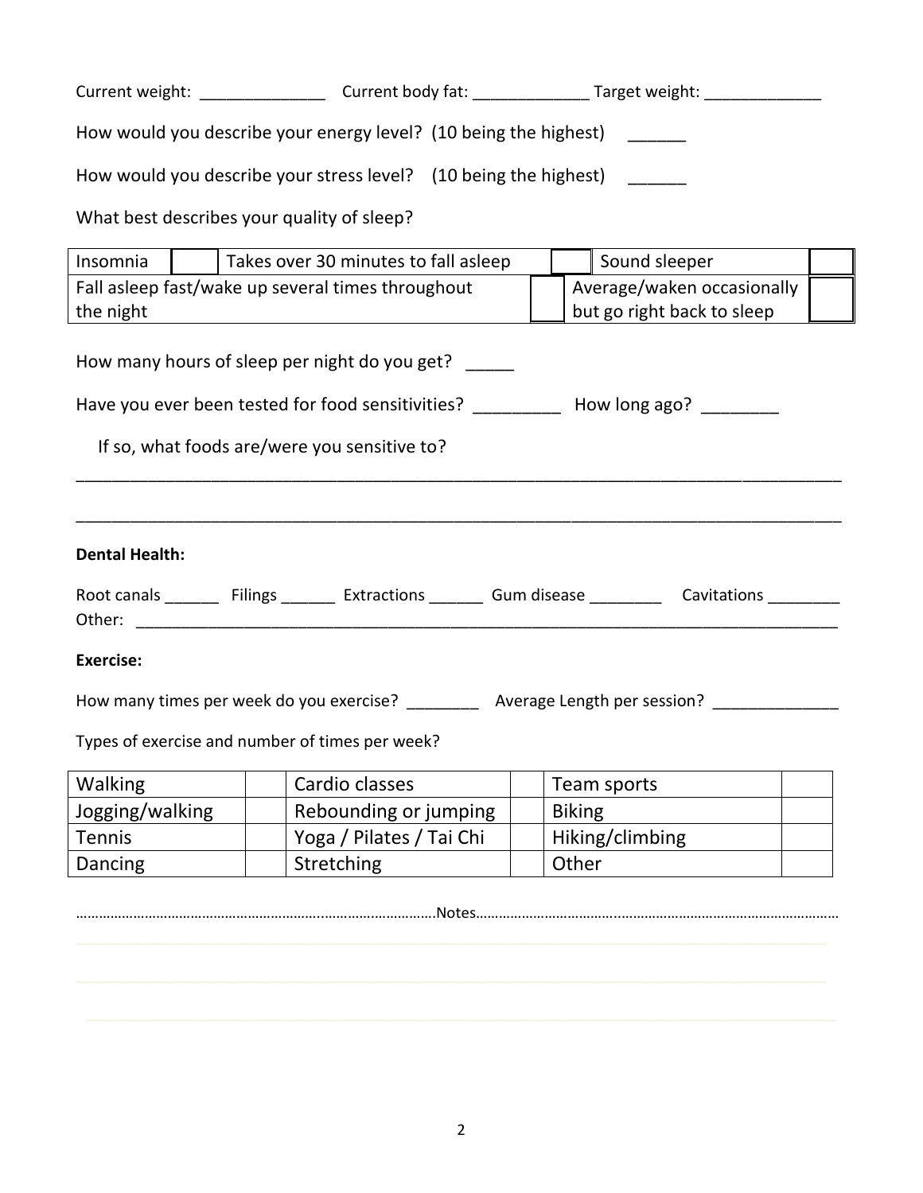Current weight: ______________ Current body fat: _____________ Target weight: _____________

How would you describe your energy level? (10 being the highest) ______

How would you describe your stress level? (10 being the highest) ______

What best describes your quality of sleep?

| Insomnia | | Takes over 30 minutes to fall asleep | | Sound sleeper | |
|---|---|---|---|---|---|
| Fall asleep fast/wake up several times throughout the night | | | | Average/waken occasionally but go right back to sleep | |

How many hours of sleep per night do you get? _____

Have you ever been tested for food sensitivities? _________ How long ago? ________

If so, what foods are/were you sensitive to?

_______________________________________________________________________________

_______________________________________________________________________________

**Dental Health:**

Root canals ______ Filings ______ Extractions ______ Gum disease ________ Cavitations ________
Other: _______________________________________________________________________________

**Exercise:**

How many times per week do you exercise? ________ Average Length per session? ______________

Types of exercise and number of times per week?

| Walking | | Cardio classes | | Team sports | |
|---|---|---|---|---|---|
| Jogging/walking | | Rebounding or jumping | | Biking | |
| Tennis | | Yoga / Pilates / Tai Chi | | Hiking/climbing | |
| Dancing | | Stretching | | Other | |

………………………………………………………………………………Notes………………………………………………………………………………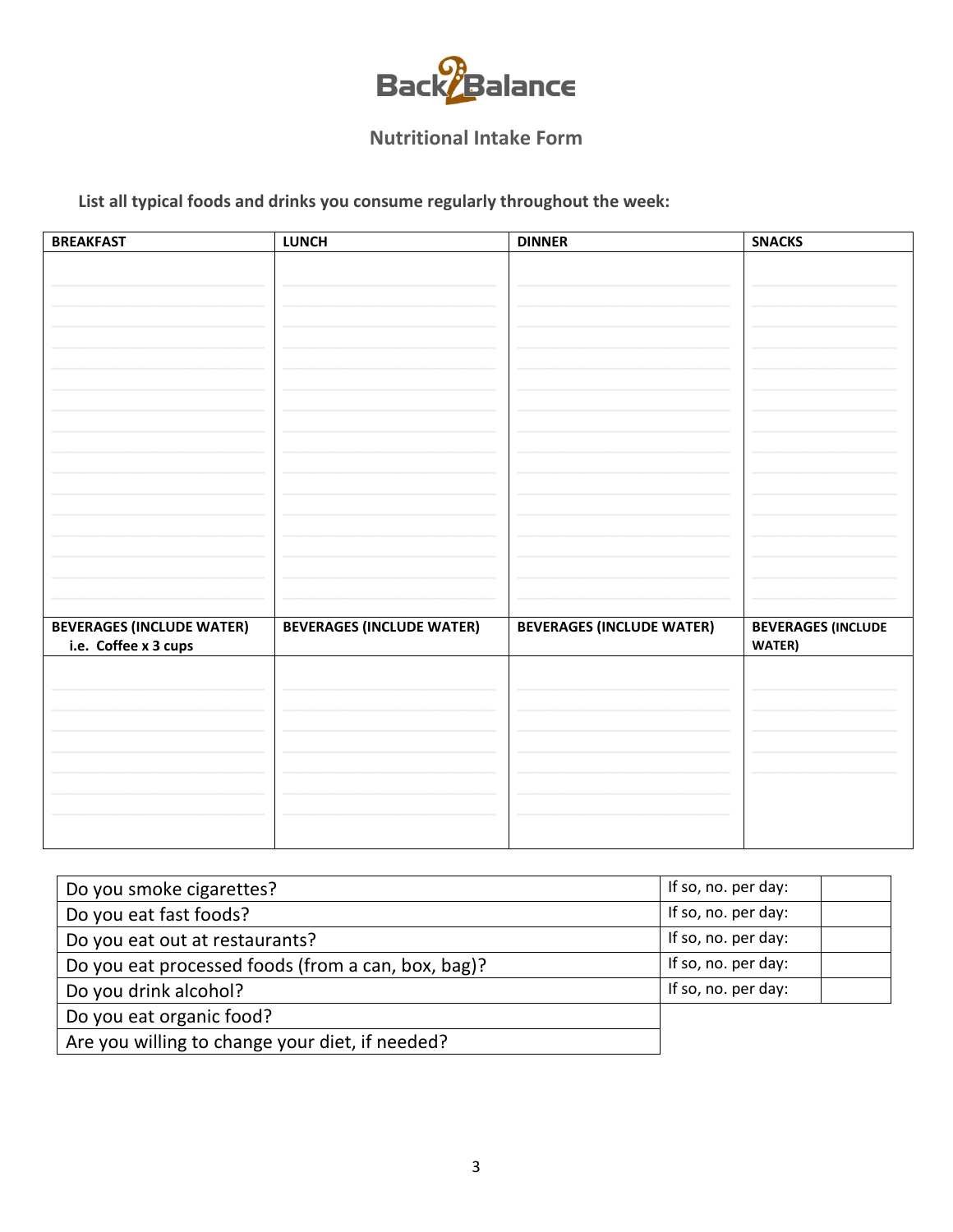# Back2Balance

## Nutritional Intake Form

**List all typical foods and drinks you consume regularly throughout the week:**

| BREAKFAST | LUNCH | DINNER | SNACKS |
|---|---|---|---|
| | | | |
| **BEVERAGES (INCLUDE WATER)** i.e. Coffee x 3 cups | **BEVERAGES (INCLUDE WATER)** | **BEVERAGES (INCLUDE WATER)** | **BEVERAGES (INCLUDE WATER)** |
| | | | |

| Question | | |
|---|---|---|
| Do you smoke cigarettes? | If so, no. per day: | |
| Do you eat fast foods? | If so, no. per day: | |
| Do you eat out at restaurants? | If so, no. per day: | |
| Do you eat processed foods (from a can, box, bag)? | If so, no. per day: | |
| Do you drink alcohol? | If so, no. per day: | |
| Do you eat organic food? | | |
| Are you willing to change your diet, if needed? | | |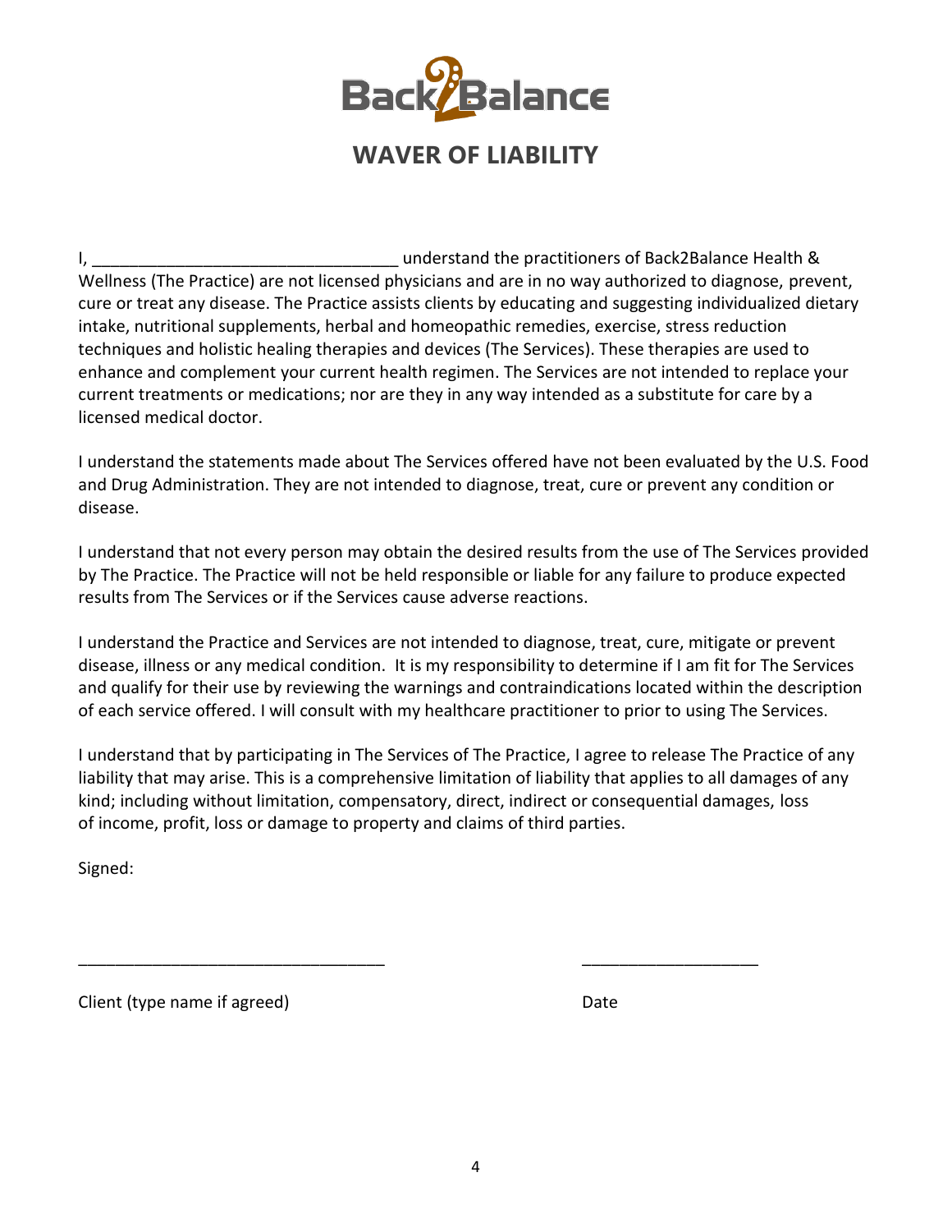Back2Balance

# WAVER OF LIABILITY

I, _________________________________ understand the practitioners of Back2Balance Health & Wellness (The Practice) are not licensed physicians and are in no way authorized to diagnose, prevent, cure or treat any disease. The Practice assists clients by educating and suggesting individualized dietary intake, nutritional supplements, herbal and homeopathic remedies, exercise, stress reduction techniques and holistic healing therapies and devices (The Services). These therapies are used to enhance and complement your current health regimen. The Services are not intended to replace your current treatments or medications; nor are they in any way intended as a substitute for care by a licensed medical doctor.

I understand the statements made about The Services offered have not been evaluated by the U.S. Food and Drug Administration. They are not intended to diagnose, treat, cure or prevent any condition or disease.

I understand that not every person may obtain the desired results from the use of The Services provided by The Practice. The Practice will not be held responsible or liable for any failure to produce expected results from The Services or if the Services cause adverse reactions.

I understand the Practice and Services are not intended to diagnose, treat, cure, mitigate or prevent disease, illness or any medical condition. It is my responsibility to determine if I am fit for The Services and qualify for their use by reviewing the warnings and contraindications located within the description of each service offered. I will consult with my healthcare practitioner to prior to using The Services.

I understand that by participating in The Services of The Practice, I agree to release The Practice of any liability that may arise. This is a comprehensive limitation of liability that applies to all damages of any kind; including without limitation, compensatory, direct, indirect or consequential damages, loss of income, profit, loss or damage to property and claims of third parties.

Signed:

_________________________________ ___________________

Client (type name if agreed) Date